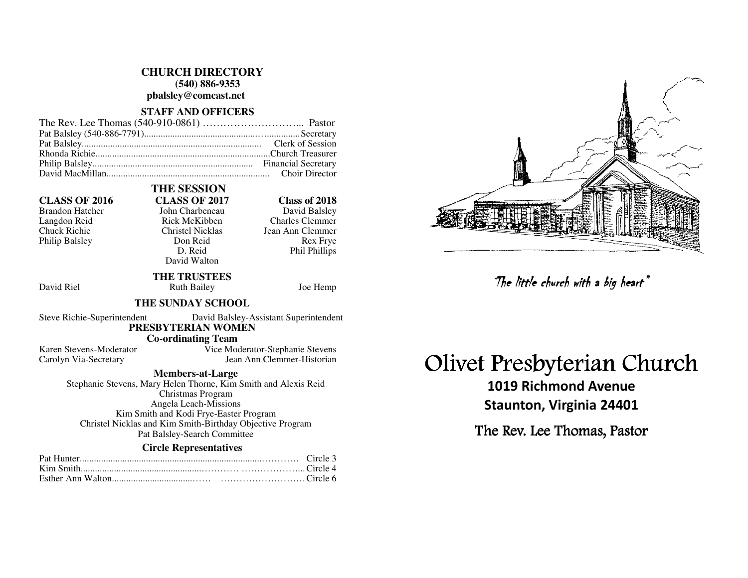## CHURCH DIRECTORY

**(540) 886-9353**

**pbalsley@comcast.net**

### STAFF AND OFFICERS

The Rev. Lee Thomas (540-910-0861) ………………………... Pastor
Pat Balsley (540-886-7791)...................................................Secretary
Pat Balsley............................................................................ Clerk of Session
Rhonda Richie.........................................................................Church Treasurer
Philip Balsley.................................................................... Financial Secretary
David MacMillan.................................................................. Choir Director

### THE SESSION

| CLASS OF 2016 | CLASS OF 2017 | Class of 2018 |
|---|---|---|
| Brandon Hatcher | John Charbeneau | David Balsley |
| Langdon Reid | Rick McKibben | Charles Clemmer |
| Chuck Richie | Christel Nicklas | Jean Ann Clemmer |
| Philip Balsley | Don Reid | Rex Frye |
| | D. Reid | Phil Phillips |
| | David Walton | |

### THE TRUSTEES

David Riel — Ruth Bailey — Joe Hemp

### THE SUNDAY SCHOOL

Steve Richie-Superintendent — David Balsley-Assistant Superintendent

### PRESBYTERIAN WOMEN

**Co-ordinating Team**

Karen Stevens-Moderator — Vice Moderator-Stephanie Stevens
Carolyn Via-Secretary — Jean Ann Clemmer-Historian

**Members-at-Large**

Stephanie Stevens, Mary Helen Thorne, Kim Smith and Alexis Reid
Christmas Program
Angela Leach-Missions
Kim Smith and Kodi Frye-Easter Program
Christel Nicklas and Kim Smith-Birthday Objective Program
Pat Balsley-Search Committee

**Circle Representatives**

Pat Hunter.................................................................................. Circle 3
Kim Smith..................................................………………….. Circle 4
Esther Ann Walton......................................……………… Circle 6

*"The little church with a big heart"*

# Olivet Presbyterian Church

**1019 Richmond Avenue**

**Staunton, Virginia 24401**

The Rev. Lee Thomas, Pastor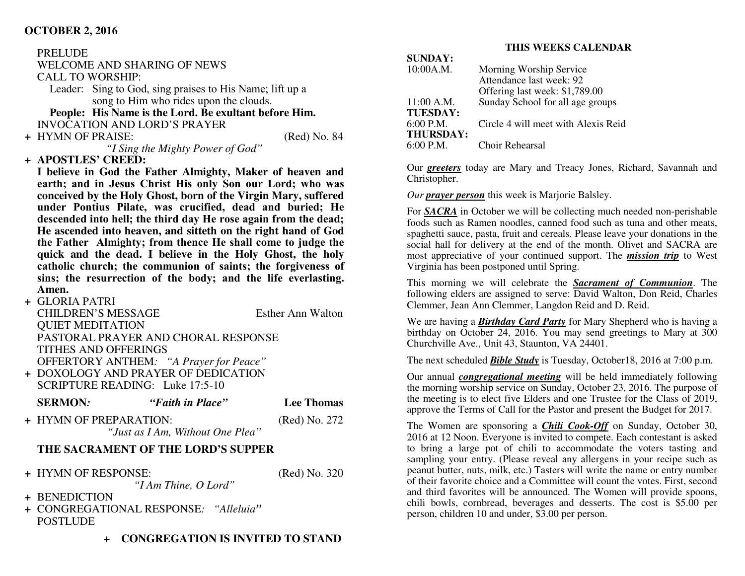**OCTOBER 2, 2016**

PRELUDE

WELCOME AND SHARING OF NEWS

CALL TO WORSHIP:

Leader: Sing to God, sing praises to His Name; lift up a song to Him who rides upon the clouds.

**People: His Name is the Lord. Be exultant before Him.**

INVOCATION AND LORD'S PRAYER

\+ HYMN OF PRAISE: (Red) No. 84
*"I Sing the Mighty Power of God"*

\+ **APOSTLES' CREED:**

**I believe in God the Father Almighty, Maker of heaven and earth; and in Jesus Christ His only Son our Lord; who was conceived by the Holy Ghost, born of the Virgin Mary, suffered under Pontius Pilate, was crucified, dead and buried; He descended into hell; the third day He rose again from the dead; He ascended into heaven, and sitteth on the right hand of God the Father Almighty; from thence He shall come to judge the quick and the dead. I believe in the Holy Ghost, the holy catholic church; the communion of saints; the forgiveness of sins; the resurrection of the body; and the life everlasting. Amen.**

\+ GLORIA PATRI

CHILDREN'S MESSAGE Esther Ann Walton

QUIET MEDITATION

PASTORAL PRAYER AND CHORAL RESPONSE

TITHES AND OFFERINGS

OFFERTORY ANTHEM*: "A Prayer for Peace"*

\+ DOXOLOGY AND PRAYER OF DEDICATION

SCRIPTURE READING: Luke 17:5-10

**SERMON*:*** ***"Faith in Place"*** **Lee Thomas**

\+ HYMN OF PREPARATION: (Red) No. 272
*"Just as I Am, Without One Plea"*

**THE SACRAMENT OF THE LORD'S SUPPER**

\+ HYMN OF RESPONSE: (Red) No. 320
*"I Am Thine, O Lord"*

\+ BENEDICTION

\+ CONGREGATIONAL RESPONSE*: "Alleluia"*

POSTLUDE

**\+ CONGREGATION IS INVITED TO STAND**

**THIS WEEKS CALENDAR**

**SUNDAY:**

10:00A.M. Morning Worship Service
Attendance last week: 92
Offering last week: $1,789.00

11:00 A.M. Sunday School for all age groups

**TUESDAY:**

6:00 P.M. Circle 4 will meet with Alexis Reid

**THURSDAY:**

6:00 P.M. Choir Rehearsal

Our ***greeters*** today are Mary and Treacy Jones, Richard, Savannah and Christopher.

*Our* ***prayer person*** this week is Marjorie Balsley.

For ***SACRA*** in October we will be collecting much needed non-perishable foods such as Ramen noodles, canned food such as tuna and other meats, spaghetti sauce, pasta, fruit and cereals. Please leave your donations in the social hall for delivery at the end of the month. Olivet and SACRA are most appreciative of your continued support. The ***mission trip*** to West Virginia has been postponed until Spring.

This morning we will celebrate the ***Sacrament of Communion***. The following elders are assigned to serve: David Walton, Don Reid, Charles Clemmer, Jean Ann Clemmer, Langdon Reid and D. Reid.

We are having a ***Birthday Card Party*** for Mary Shepherd who is having a birthday on October 24, 2016. You may send greetings to Mary at 300 Churchville Ave., Unit 43, Staunton, VA 24401.

The next scheduled ***Bible Study*** is Tuesday, October18, 2016 at 7:00 p.m.

Our annual ***congregational meeting*** will be held immediately following the morning worship service on Sunday, October 23, 2016. The purpose of the meeting is to elect five Elders and one Trustee for the Class of 2019, approve the Terms of Call for the Pastor and present the Budget for 2017.

The Women are sponsoring a ***Chili Cook-Off*** on Sunday, October 30, 2016 at 12 Noon. Everyone is invited to compete. Each contestant is asked to bring a large pot of chili to accommodate the voters tasting and sampling your entry. (Please reveal any allergens in your recipe such as peanut butter, nuts, milk, etc.) Tasters will write the name or entry number of their favorite choice and a Committee will count the votes. First, second and third favorites will be announced. The Women will provide spoons, chili bowls, cornbread, beverages and desserts. The cost is $5.00 per person, children 10 and under, $3.00 per person.